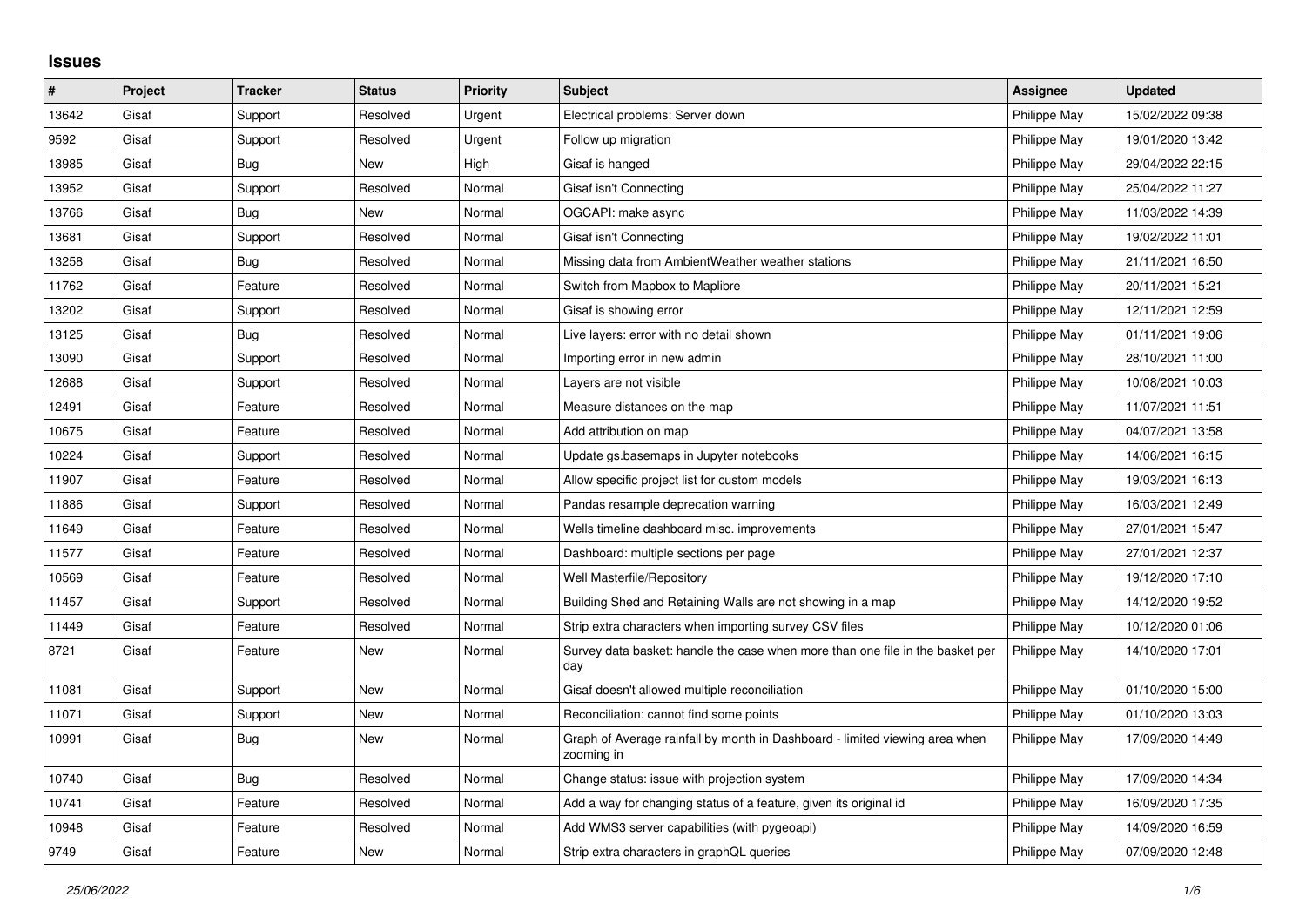# Issues

| # | Project | Tracker | Status | Priority | Subject | Assignee | Updated |
|---|---|---|---|---|---|---|---|
| 13642 | Gisaf | Support | Resolved | Urgent | Electrical problems: Server down | Philippe May | 15/02/2022 09:38 |
| 9592 | Gisaf | Support | Resolved | Urgent | Follow up migration | Philippe May | 19/01/2020 13:42 |
| 13985 | Gisaf | Bug | New | High | Gisaf is hanged | Philippe May | 29/04/2022 22:15 |
| 13952 | Gisaf | Support | Resolved | Normal | Gisaf isn't Connecting | Philippe May | 25/04/2022 11:27 |
| 13766 | Gisaf | Bug | New | Normal | OGCAPI: make async | Philippe May | 11/03/2022 14:39 |
| 13681 | Gisaf | Support | Resolved | Normal | Gisaf isn't Connecting | Philippe May | 19/02/2022 11:01 |
| 13258 | Gisaf | Bug | Resolved | Normal | Missing data from AmbientWeather weather stations | Philippe May | 21/11/2021 16:50 |
| 11762 | Gisaf | Feature | Resolved | Normal | Switch from Mapbox to Maplibre | Philippe May | 20/11/2021 15:21 |
| 13202 | Gisaf | Support | Resolved | Normal | Gisaf is showing error | Philippe May | 12/11/2021 12:59 |
| 13125 | Gisaf | Bug | Resolved | Normal | Live layers: error with no detail shown | Philippe May | 01/11/2021 19:06 |
| 13090 | Gisaf | Support | Resolved | Normal | Importing error in new admin | Philippe May | 28/10/2021 11:00 |
| 12688 | Gisaf | Support | Resolved | Normal | Layers are not visible | Philippe May | 10/08/2021 10:03 |
| 12491 | Gisaf | Feature | Resolved | Normal | Measure distances on the map | Philippe May | 11/07/2021 11:51 |
| 10675 | Gisaf | Feature | Resolved | Normal | Add attribution on map | Philippe May | 04/07/2021 13:58 |
| 10224 | Gisaf | Support | Resolved | Normal | Update gs.basemaps in Jupyter notebooks | Philippe May | 14/06/2021 16:15 |
| 11907 | Gisaf | Feature | Resolved | Normal | Allow specific project list for custom models | Philippe May | 19/03/2021 16:13 |
| 11886 | Gisaf | Support | Resolved | Normal | Pandas resample deprecation warning | Philippe May | 16/03/2021 12:49 |
| 11649 | Gisaf | Feature | Resolved | Normal | Wells timeline dashboard misc. improvements | Philippe May | 27/01/2021 15:47 |
| 11577 | Gisaf | Feature | Resolved | Normal | Dashboard: multiple sections per page | Philippe May | 27/01/2021 12:37 |
| 10569 | Gisaf | Feature | Resolved | Normal | Well Masterfile/Repository | Philippe May | 19/12/2020 17:10 |
| 11457 | Gisaf | Support | Resolved | Normal | Building Shed and Retaining Walls are not showing in a map | Philippe May | 14/12/2020 19:52 |
| 11449 | Gisaf | Feature | Resolved | Normal | Strip extra characters when importing survey CSV files | Philippe May | 10/12/2020 01:06 |
| 8721 | Gisaf | Feature | New | Normal | Survey data basket: handle the case when more than one file in the basket per day | Philippe May | 14/10/2020 17:01 |
| 11081 | Gisaf | Support | New | Normal | Gisaf doesn't allowed multiple reconciliation | Philippe May | 01/10/2020 15:00 |
| 11071 | Gisaf | Support | New | Normal | Reconciliation: cannot find some points | Philippe May | 01/10/2020 13:03 |
| 10991 | Gisaf | Bug | New | Normal | Graph of Average rainfall by month in Dashboard - limited viewing area when zooming in | Philippe May | 17/09/2020 14:49 |
| 10740 | Gisaf | Bug | Resolved | Normal | Change status: issue with projection system | Philippe May | 17/09/2020 14:34 |
| 10741 | Gisaf | Feature | Resolved | Normal | Add a way for changing status of a feature, given its original id | Philippe May | 16/09/2020 17:35 |
| 10948 | Gisaf | Feature | Resolved | Normal | Add WMS3 server capabilities (with pygeoapi) | Philippe May | 14/09/2020 16:59 |
| 9749 | Gisaf | Feature | New | Normal | Strip extra characters in graphQL queries | Philippe May | 07/09/2020 12:48 |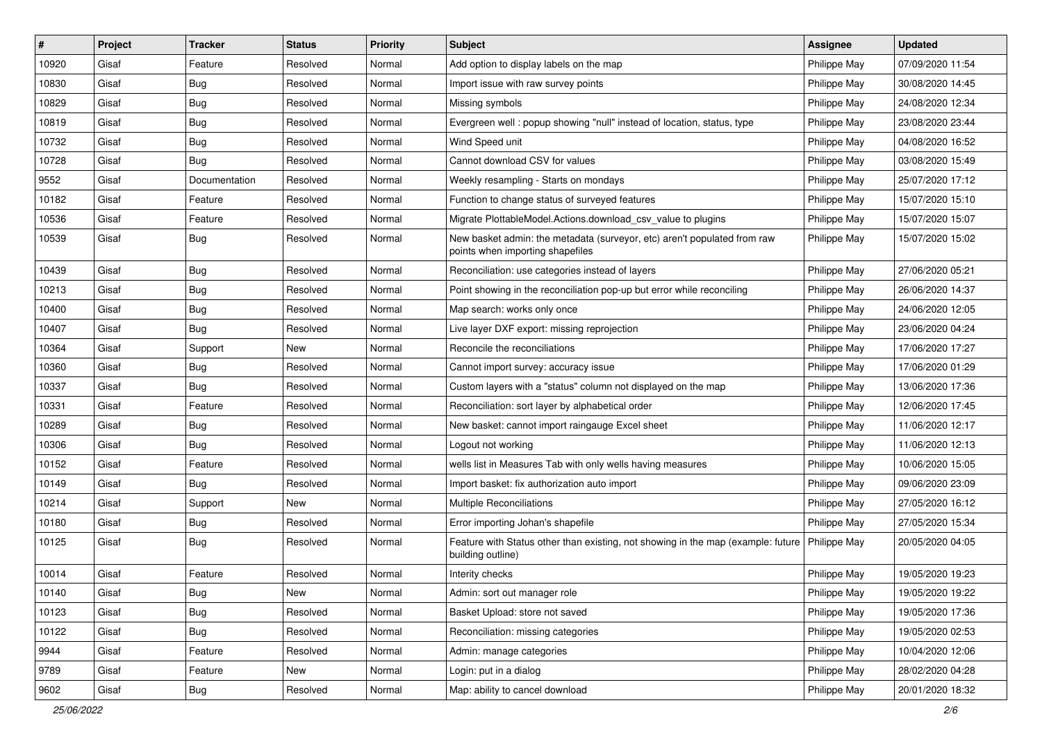| # | Project | Tracker | Status | Priority | Subject | Assignee | Updated |
|---|---|---|---|---|---|---|---|
| 10920 | Gisaf | Feature | Resolved | Normal | Add option to display labels on the map | Philippe May | 07/09/2020 11:54 |
| 10830 | Gisaf | Bug | Resolved | Normal | Import issue with raw survey points | Philippe May | 30/08/2020 14:45 |
| 10829 | Gisaf | Bug | Resolved | Normal | Missing symbols | Philippe May | 24/08/2020 12:34 |
| 10819 | Gisaf | Bug | Resolved | Normal | Evergreen well : popup showing "null" instead of location, status, type | Philippe May | 23/08/2020 23:44 |
| 10732 | Gisaf | Bug | Resolved | Normal | Wind Speed unit | Philippe May | 04/08/2020 16:52 |
| 10728 | Gisaf | Bug | Resolved | Normal | Cannot download CSV for values | Philippe May | 03/08/2020 15:49 |
| 9552 | Gisaf | Documentation | Resolved | Normal | Weekly resampling - Starts on mondays | Philippe May | 25/07/2020 17:12 |
| 10182 | Gisaf | Feature | Resolved | Normal | Function to change status of surveyed features | Philippe May | 15/07/2020 15:10 |
| 10536 | Gisaf | Feature | Resolved | Normal | Migrate PlottableModel.Actions.download_csv_value to plugins | Philippe May | 15/07/2020 15:07 |
| 10539 | Gisaf | Bug | Resolved | Normal | New basket admin: the metadata (surveyor, etc) aren't populated from raw points when importing shapefiles | Philippe May | 15/07/2020 15:02 |
| 10439 | Gisaf | Bug | Resolved | Normal | Reconciliation: use categories instead of layers | Philippe May | 27/06/2020 05:21 |
| 10213 | Gisaf | Bug | Resolved | Normal | Point showing in the reconciliation pop-up but error while reconciling | Philippe May | 26/06/2020 14:37 |
| 10400 | Gisaf | Bug | Resolved | Normal | Map search: works only once | Philippe May | 24/06/2020 12:05 |
| 10407 | Gisaf | Bug | Resolved | Normal | Live layer DXF export: missing reprojection | Philippe May | 23/06/2020 04:24 |
| 10364 | Gisaf | Support | New | Normal | Reconcile the reconciliations | Philippe May | 17/06/2020 17:27 |
| 10360 | Gisaf | Bug | Resolved | Normal | Cannot import survey: accuracy issue | Philippe May | 17/06/2020 01:29 |
| 10337 | Gisaf | Bug | Resolved | Normal | Custom layers with a "status" column not displayed on the map | Philippe May | 13/06/2020 17:36 |
| 10331 | Gisaf | Feature | Resolved | Normal | Reconciliation: sort layer by alphabetical order | Philippe May | 12/06/2020 17:45 |
| 10289 | Gisaf | Bug | Resolved | Normal | New basket: cannot import raingauge Excel sheet | Philippe May | 11/06/2020 12:17 |
| 10306 | Gisaf | Bug | Resolved | Normal | Logout not working | Philippe May | 11/06/2020 12:13 |
| 10152 | Gisaf | Feature | Resolved | Normal | wells list in Measures Tab with only wells having measures | Philippe May | 10/06/2020 15:05 |
| 10149 | Gisaf | Bug | Resolved | Normal | Import basket: fix authorization auto import | Philippe May | 09/06/2020 23:09 |
| 10214 | Gisaf | Support | New | Normal | Multiple Reconciliations | Philippe May | 27/05/2020 16:12 |
| 10180 | Gisaf | Bug | Resolved | Normal | Error importing Johan's shapefile | Philippe May | 27/05/2020 15:34 |
| 10125 | Gisaf | Bug | Resolved | Normal | Feature with Status other than existing, not showing in the map (example: future building outline) | Philippe May | 20/05/2020 04:05 |
| 10014 | Gisaf | Feature | Resolved | Normal | Interity checks | Philippe May | 19/05/2020 19:23 |
| 10140 | Gisaf | Bug | New | Normal | Admin: sort out manager role | Philippe May | 19/05/2020 19:22 |
| 10123 | Gisaf | Bug | Resolved | Normal | Basket Upload: store not saved | Philippe May | 19/05/2020 17:36 |
| 10122 | Gisaf | Bug | Resolved | Normal | Reconciliation: missing categories | Philippe May | 19/05/2020 02:53 |
| 9944 | Gisaf | Feature | Resolved | Normal | Admin: manage categories | Philippe May | 10/04/2020 12:06 |
| 9789 | Gisaf | Feature | New | Normal | Login: put in a dialog | Philippe May | 28/02/2020 04:28 |
| 9602 | Gisaf | Bug | Resolved | Normal | Map: ability to cancel download | Philippe May | 20/01/2020 18:32 |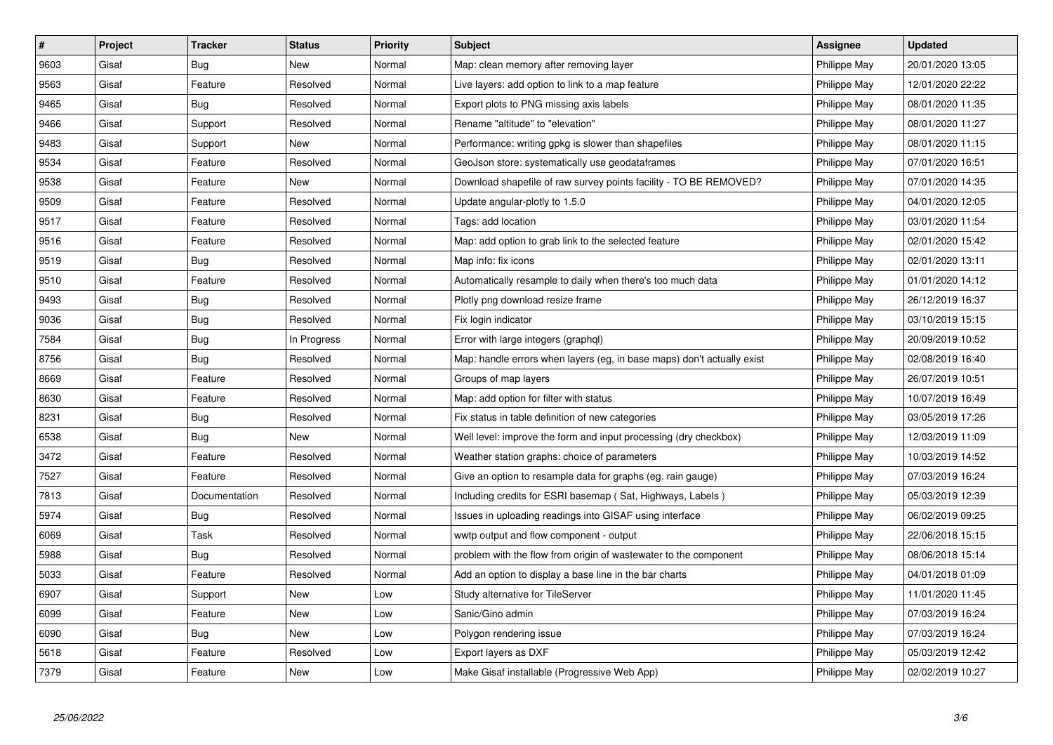| # | Project | Tracker | Status | Priority | Subject | Assignee | Updated |
|---|---|---|---|---|---|---|---|
| 9603 | Gisaf | Bug | New | Normal | Map: clean memory after removing layer | Philippe May | 20/01/2020 13:05 |
| 9563 | Gisaf | Feature | Resolved | Normal | Live layers: add option to link to a map feature | Philippe May | 12/01/2020 22:22 |
| 9465 | Gisaf | Bug | Resolved | Normal | Export plots to PNG missing axis labels | Philippe May | 08/01/2020 11:35 |
| 9466 | Gisaf | Support | Resolved | Normal | Rename "altitude" to "elevation" | Philippe May | 08/01/2020 11:27 |
| 9483 | Gisaf | Support | New | Normal | Performance: writing gpkg is slower than shapefiles | Philippe May | 08/01/2020 11:15 |
| 9534 | Gisaf | Feature | Resolved | Normal | GeoJson store: systematically use geodataframes | Philippe May | 07/01/2020 16:51 |
| 9538 | Gisaf | Feature | New | Normal | Download shapefile of raw survey points facility - TO BE REMOVED? | Philippe May | 07/01/2020 14:35 |
| 9509 | Gisaf | Feature | Resolved | Normal | Update angular-plotly to 1.5.0 | Philippe May | 04/01/2020 12:05 |
| 9517 | Gisaf | Feature | Resolved | Normal | Tags: add location | Philippe May | 03/01/2020 11:54 |
| 9516 | Gisaf | Feature | Resolved | Normal | Map: add option to grab link to the selected feature | Philippe May | 02/01/2020 15:42 |
| 9519 | Gisaf | Bug | Resolved | Normal | Map info: fix icons | Philippe May | 02/01/2020 13:11 |
| 9510 | Gisaf | Feature | Resolved | Normal | Automatically resample to daily when there's too much data | Philippe May | 01/01/2020 14:12 |
| 9493 | Gisaf | Bug | Resolved | Normal | Plotly png download resize frame | Philippe May | 26/12/2019 16:37 |
| 9036 | Gisaf | Bug | Resolved | Normal | Fix login indicator | Philippe May | 03/10/2019 15:15 |
| 7584 | Gisaf | Bug | In Progress | Normal | Error with large integers (graphql) | Philippe May | 20/09/2019 10:52 |
| 8756 | Gisaf | Bug | Resolved | Normal | Map: handle errors when layers (eg, in base maps) don't actually exist | Philippe May | 02/08/2019 16:40 |
| 8669 | Gisaf | Feature | Resolved | Normal | Groups of map layers | Philippe May | 26/07/2019 10:51 |
| 8630 | Gisaf | Feature | Resolved | Normal | Map: add option for filter with status | Philippe May | 10/07/2019 16:49 |
| 8231 | Gisaf | Bug | Resolved | Normal | Fix status in table definition of new categories | Philippe May | 03/05/2019 17:26 |
| 6538 | Gisaf | Bug | New | Normal | Well level: improve the form and input processing (dry checkbox) | Philippe May | 12/03/2019 11:09 |
| 3472 | Gisaf | Feature | Resolved | Normal | Weather station graphs: choice of parameters | Philippe May | 10/03/2019 14:52 |
| 7527 | Gisaf | Feature | Resolved | Normal | Give an option to resample data for graphs (eg. rain gauge) | Philippe May | 07/03/2019 16:24 |
| 7813 | Gisaf | Documentation | Resolved | Normal | Including credits for ESRI basemap ( Sat, Highways, Labels ) | Philippe May | 05/03/2019 12:39 |
| 5974 | Gisaf | Bug | Resolved | Normal | Issues in uploading readings into GISAF using interface | Philippe May | 06/02/2019 09:25 |
| 6069 | Gisaf | Task | Resolved | Normal | wwtp output and flow component - output | Philippe May | 22/06/2018 15:15 |
| 5988 | Gisaf | Bug | Resolved | Normal | problem with the flow from origin of wastewater to the component | Philippe May | 08/06/2018 15:14 |
| 5033 | Gisaf | Feature | Resolved | Normal | Add an option to display a base line in the bar charts | Philippe May | 04/01/2018 01:09 |
| 6907 | Gisaf | Support | New | Low | Study alternative for TileServer | Philippe May | 11/01/2020 11:45 |
| 6099 | Gisaf | Feature | New | Low | Sanic/Gino admin | Philippe May | 07/03/2019 16:24 |
| 6090 | Gisaf | Bug | New | Low | Polygon rendering issue | Philippe May | 07/03/2019 16:24 |
| 5618 | Gisaf | Feature | Resolved | Low | Export layers as DXF | Philippe May | 05/03/2019 12:42 |
| 7379 | Gisaf | Feature | New | Low | Make Gisaf installable (Progressive Web App) | Philippe May | 02/02/2019 10:27 |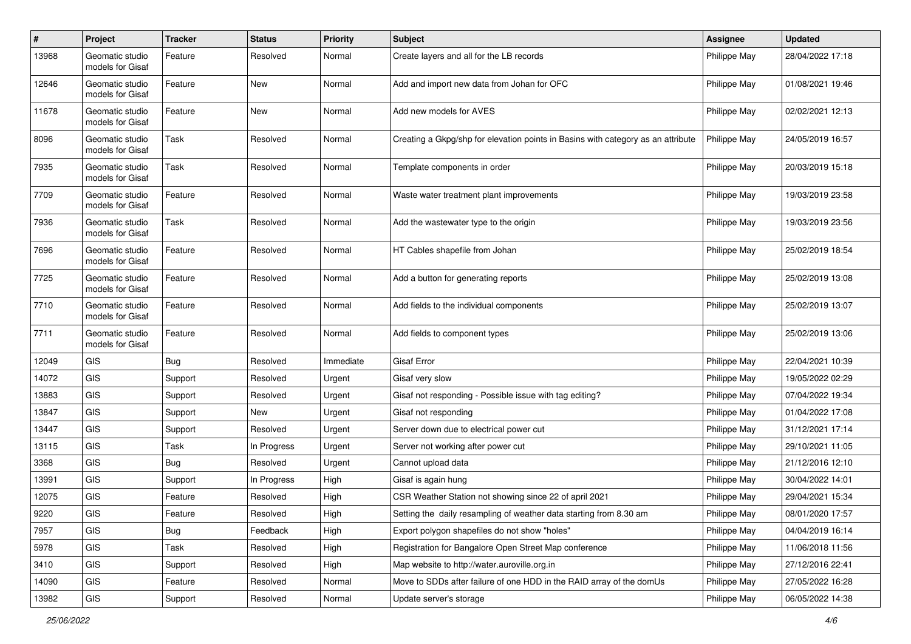| # | Project | Tracker | Status | Priority | Subject | Assignee | Updated |
|---|---|---|---|---|---|---|---|
| 13968 | Geomatic studio models for Gisaf | Feature | Resolved | Normal | Create layers and all for the LB records | Philippe May | 28/04/2022 17:18 |
| 12646 | Geomatic studio models for Gisaf | Feature | New | Normal | Add and import new data from Johan for OFC | Philippe May | 01/08/2021 19:46 |
| 11678 | Geomatic studio models for Gisaf | Feature | New | Normal | Add new models for AVES | Philippe May | 02/02/2021 12:13 |
| 8096 | Geomatic studio models for Gisaf | Task | Resolved | Normal | Creating a Gkpg/shp for elevation points in Basins with category as an attribute | Philippe May | 24/05/2019 16:57 |
| 7935 | Geomatic studio models for Gisaf | Task | Resolved | Normal | Template components in order | Philippe May | 20/03/2019 15:18 |
| 7709 | Geomatic studio models for Gisaf | Feature | Resolved | Normal | Waste water treatment plant improvements | Philippe May | 19/03/2019 23:58 |
| 7936 | Geomatic studio models for Gisaf | Task | Resolved | Normal | Add the wastewater type to the origin | Philippe May | 19/03/2019 23:56 |
| 7696 | Geomatic studio models for Gisaf | Feature | Resolved | Normal | HT Cables shapefile from Johan | Philippe May | 25/02/2019 18:54 |
| 7725 | Geomatic studio models for Gisaf | Feature | Resolved | Normal | Add a button for generating reports | Philippe May | 25/02/2019 13:08 |
| 7710 | Geomatic studio models for Gisaf | Feature | Resolved | Normal | Add fields to the individual components | Philippe May | 25/02/2019 13:07 |
| 7711 | Geomatic studio models for Gisaf | Feature | Resolved | Normal | Add fields to component types | Philippe May | 25/02/2019 13:06 |
| 12049 | GIS | Bug | Resolved | Immediate | Gisaf Error | Philippe May | 22/04/2021 10:39 |
| 14072 | GIS | Support | Resolved | Urgent | Gisaf very slow | Philippe May | 19/05/2022 02:29 |
| 13883 | GIS | Support | Resolved | Urgent | Gisaf not responding - Possible issue with tag editing? | Philippe May | 07/04/2022 19:34 |
| 13847 | GIS | Support | New | Urgent | Gisaf not responding | Philippe May | 01/04/2022 17:08 |
| 13447 | GIS | Support | Resolved | Urgent | Server down due to electrical power cut | Philippe May | 31/12/2021 17:14 |
| 13115 | GIS | Task | In Progress | Urgent | Server not working after power cut | Philippe May | 29/10/2021 11:05 |
| 3368 | GIS | Bug | Resolved | Urgent | Cannot upload data | Philippe May | 21/12/2016 12:10 |
| 13991 | GIS | Support | In Progress | High | Gisaf is again hung | Philippe May | 30/04/2022 14:01 |
| 12075 | GIS | Feature | Resolved | High | CSR Weather Station not showing since 22 of april 2021 | Philippe May | 29/04/2021 15:34 |
| 9220 | GIS | Feature | Resolved | High | Setting the daily resampling of weather data starting from 8.30 am | Philippe May | 08/01/2020 17:57 |
| 7957 | GIS | Bug | Feedback | High | Export polygon shapefiles do not show "holes" | Philippe May | 04/04/2019 16:14 |
| 5978 | GIS | Task | Resolved | High | Registration for Bangalore Open Street Map conference | Philippe May | 11/06/2018 11:56 |
| 3410 | GIS | Support | Resolved | High | Map website to http://water.auroville.org.in | Philippe May | 27/12/2016 22:41 |
| 14090 | GIS | Feature | Resolved | Normal | Move to SDDs after failure of one HDD in the RAID array of the domUs | Philippe May | 27/05/2022 16:28 |
| 13982 | GIS | Support | Resolved | Normal | Update server's storage | Philippe May | 06/05/2022 14:38 |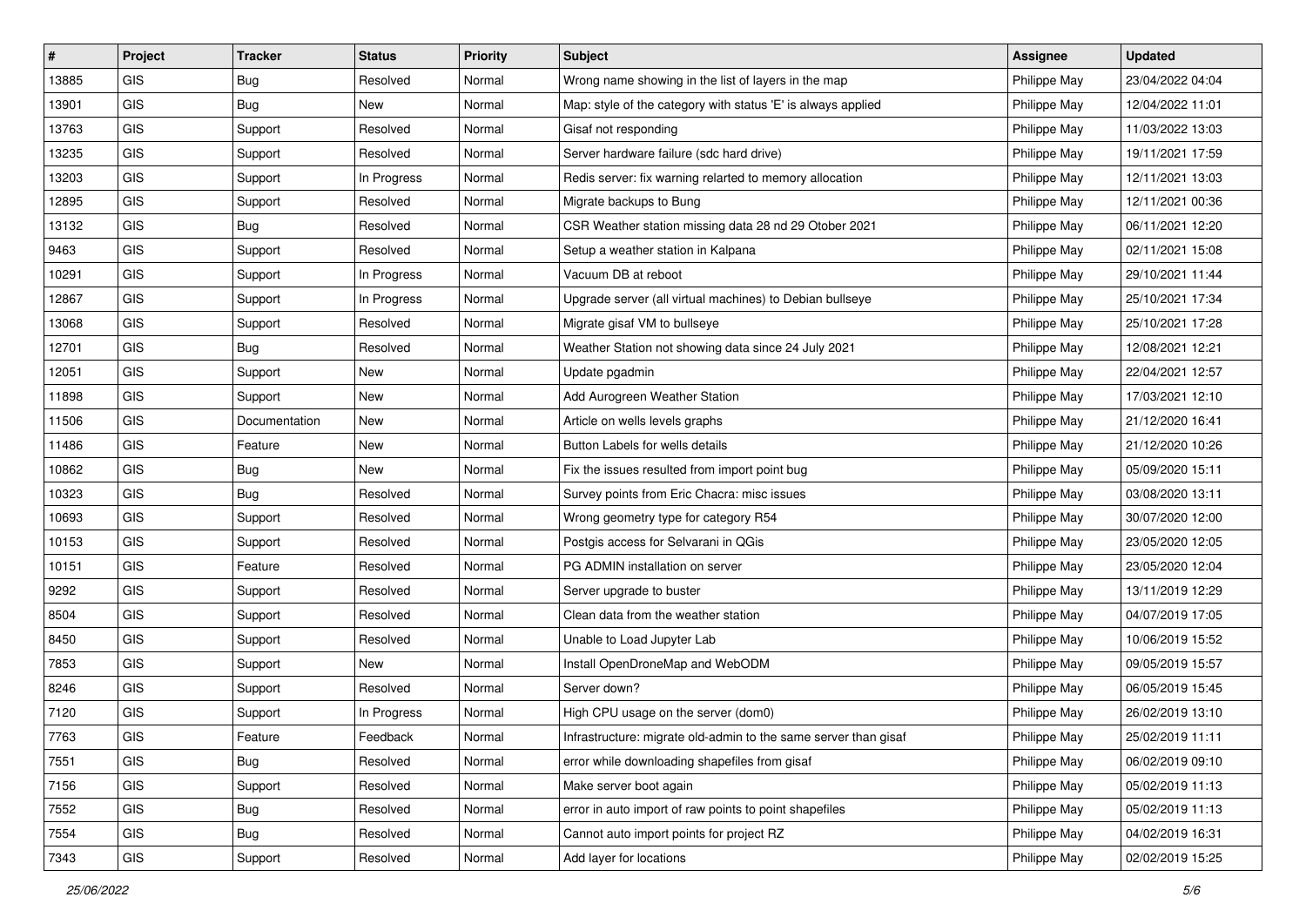| # | Project | Tracker | Status | Priority | Subject | Assignee | Updated |
|---|---|---|---|---|---|---|---|
| 13885 | GIS | Bug | Resolved | Normal | Wrong name showing in the list of layers in the map | Philippe May | 23/04/2022 04:04 |
| 13901 | GIS | Bug | New | Normal | Map: style of the category with status 'E' is always applied | Philippe May | 12/04/2022 11:01 |
| 13763 | GIS | Support | Resolved | Normal | Gisaf not responding | Philippe May | 11/03/2022 13:03 |
| 13235 | GIS | Support | Resolved | Normal | Server hardware failure (sdc hard drive) | Philippe May | 19/11/2021 17:59 |
| 13203 | GIS | Support | In Progress | Normal | Redis server: fix warning relarted to memory allocation | Philippe May | 12/11/2021 13:03 |
| 12895 | GIS | Support | Resolved | Normal | Migrate backups to Bung | Philippe May | 12/11/2021 00:36 |
| 13132 | GIS | Bug | Resolved | Normal | CSR Weather station missing data 28 nd 29 Otober 2021 | Philippe May | 06/11/2021 12:20 |
| 9463 | GIS | Support | Resolved | Normal | Setup a weather station in Kalpana | Philippe May | 02/11/2021 15:08 |
| 10291 | GIS | Support | In Progress | Normal | Vacuum DB at reboot | Philippe May | 29/10/2021 11:44 |
| 12867 | GIS | Support | In Progress | Normal | Upgrade server (all virtual machines) to Debian bullseye | Philippe May | 25/10/2021 17:34 |
| 13068 | GIS | Support | Resolved | Normal | Migrate gisaf VM to bullseye | Philippe May | 25/10/2021 17:28 |
| 12701 | GIS | Bug | Resolved | Normal | Weather Station not showing data since 24 July 2021 | Philippe May | 12/08/2021 12:21 |
| 12051 | GIS | Support | New | Normal | Update pgadmin | Philippe May | 22/04/2021 12:57 |
| 11898 | GIS | Support | New | Normal | Add Aurogreen Weather Station | Philippe May | 17/03/2021 12:10 |
| 11506 | GIS | Documentation | New | Normal | Article on wells levels graphs | Philippe May | 21/12/2020 16:41 |
| 11486 | GIS | Feature | New | Normal | Button Labels for wells details | Philippe May | 21/12/2020 10:26 |
| 10862 | GIS | Bug | New | Normal | Fix the issues resulted from import point bug | Philippe May | 05/09/2020 15:11 |
| 10323 | GIS | Bug | Resolved | Normal | Survey points from Eric Chacra: misc issues | Philippe May | 03/08/2020 13:11 |
| 10693 | GIS | Support | Resolved | Normal | Wrong geometry type for category R54 | Philippe May | 30/07/2020 12:00 |
| 10153 | GIS | Support | Resolved | Normal | Postgis access for Selvarani in QGis | Philippe May | 23/05/2020 12:05 |
| 10151 | GIS | Feature | Resolved | Normal | PG ADMIN installation on server | Philippe May | 23/05/2020 12:04 |
| 9292 | GIS | Support | Resolved | Normal | Server upgrade to buster | Philippe May | 13/11/2019 12:29 |
| 8504 | GIS | Support | Resolved | Normal | Clean data from the weather station | Philippe May | 04/07/2019 17:05 |
| 8450 | GIS | Support | Resolved | Normal | Unable to Load Jupyter Lab | Philippe May | 10/06/2019 15:52 |
| 7853 | GIS | Support | New | Normal | Install OpenDroneMap and WebODM | Philippe May | 09/05/2019 15:57 |
| 8246 | GIS | Support | Resolved | Normal | Server down? | Philippe May | 06/05/2019 15:45 |
| 7120 | GIS | Support | In Progress | Normal | High CPU usage on the server (dom0) | Philippe May | 26/02/2019 13:10 |
| 7763 | GIS | Feature | Feedback | Normal | Infrastructure: migrate old-admin to the same server than gisaf | Philippe May | 25/02/2019 11:11 |
| 7551 | GIS | Bug | Resolved | Normal | error while downloading shapefiles from gisaf | Philippe May | 06/02/2019 09:10 |
| 7156 | GIS | Support | Resolved | Normal | Make server boot again | Philippe May | 05/02/2019 11:13 |
| 7552 | GIS | Bug | Resolved | Normal | error in auto import of raw points to point shapefiles | Philippe May | 05/02/2019 11:13 |
| 7554 | GIS | Bug | Resolved | Normal | Cannot auto import points for project RZ | Philippe May | 04/02/2019 16:31 |
| 7343 | GIS | Support | Resolved | Normal | Add layer for locations | Philippe May | 02/02/2019 15:25 |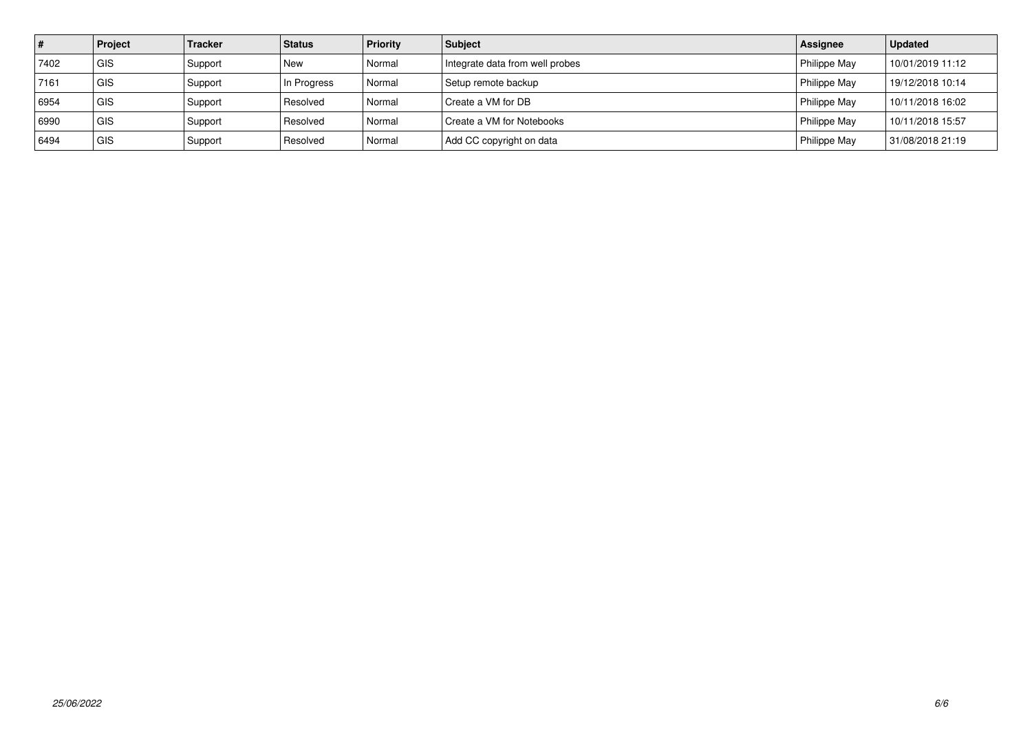| # | Project | Tracker | Status | Priority | Subject | Assignee | Updated |
|---|---|---|---|---|---|---|---|
| 7402 | GIS | Support | New | Normal | Integrate data from well probes | Philippe May | 10/01/2019 11:12 |
| 7161 | GIS | Support | In Progress | Normal | Setup remote backup | Philippe May | 19/12/2018 10:14 |
| 6954 | GIS | Support | Resolved | Normal | Create a VM for DB | Philippe May | 10/11/2018 16:02 |
| 6990 | GIS | Support | Resolved | Normal | Create a VM for Notebooks | Philippe May | 10/11/2018 15:57 |
| 6494 | GIS | Support | Resolved | Normal | Add CC copyright on data | Philippe May | 31/08/2018 21:19 |